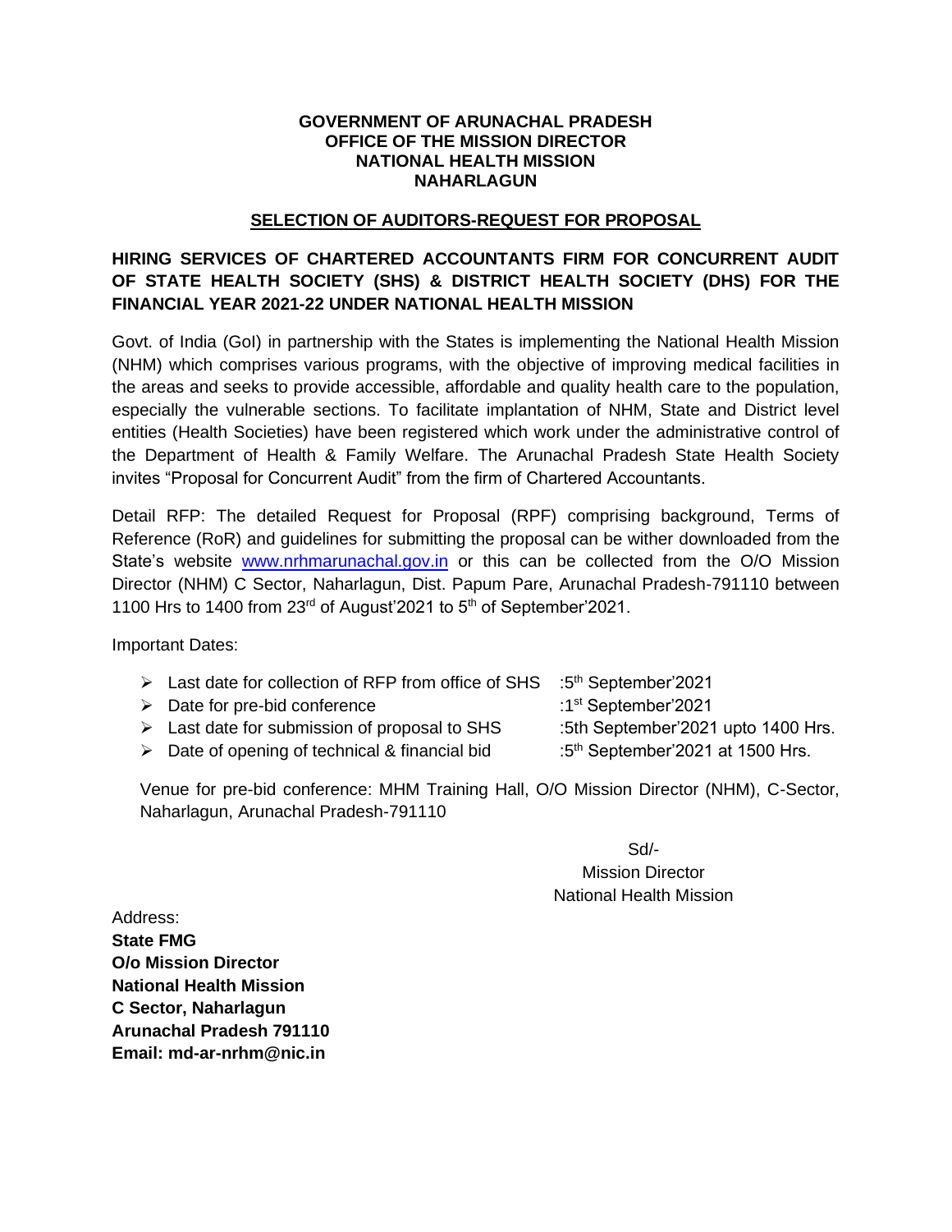**GOVERNMENT OF ARUNACHAL PRADESH**
**OFFICE OF THE MISSION DIRECTOR**
**NATIONAL HEALTH MISSION**
**NAHARLAGUN**

## SELECTION OF AUDITORS-REQUEST FOR PROPOSAL

### HIRING SERVICES OF CHARTERED ACCOUNTANTS FIRM FOR CONCURRENT AUDIT OF STATE HEALTH SOCIETY (SHS) & DISTRICT HEALTH SOCIETY (DHS) FOR THE FINANCIAL YEAR 2021-22 UNDER NATIONAL HEALTH MISSION

Govt. of India (GoI) in partnership with the States is implementing the National Health Mission (NHM) which comprises various programs, with the objective of improving medical facilities in the areas and seeks to provide accessible, affordable and quality health care to the population, especially the vulnerable sections. To facilitate implantation of NHM, State and District level entities (Health Societies) have been registered which work under the administrative control of the Department of Health & Family Welfare. The Arunachal Pradesh State Health Society invites "Proposal for Concurrent Audit" from the firm of Chartered Accountants.

Detail RFP: The detailed Request for Proposal (RPF) comprising background, Terms of Reference (RoR) and guidelines for submitting the proposal can be wither downloaded from the State's website www.nrhmarunachal.gov.in or this can be collected from the O/O Mission Director (NHM) C Sector, Naharlagun, Dist. Papum Pare, Arunachal Pradesh-791110 between 1100 Hrs to 1400 from 23rd of August'2021 to 5th of September'2021.

Important Dates:

- Last date for collection of RFP from office of SHS :5th September'2021
- Date for pre-bid conference :1st September'2021
- Last date for submission of proposal to SHS :5th September'2021 upto 1400 Hrs.
- Date of opening of technical & financial bid :5th September'2021 at 1500 Hrs.

Venue for pre-bid conference: MHM Training Hall, O/O Mission Director (NHM), C-Sector, Naharlagun, Arunachal Pradesh-791110

Sd/-
Mission Director
National Health Mission

Address:
**State FMG**
**O/o Mission Director**
**National Health Mission**
**C Sector, Naharlagun**
**Arunachal Pradesh 791110**
**Email: md-ar-nrhm@nic.in**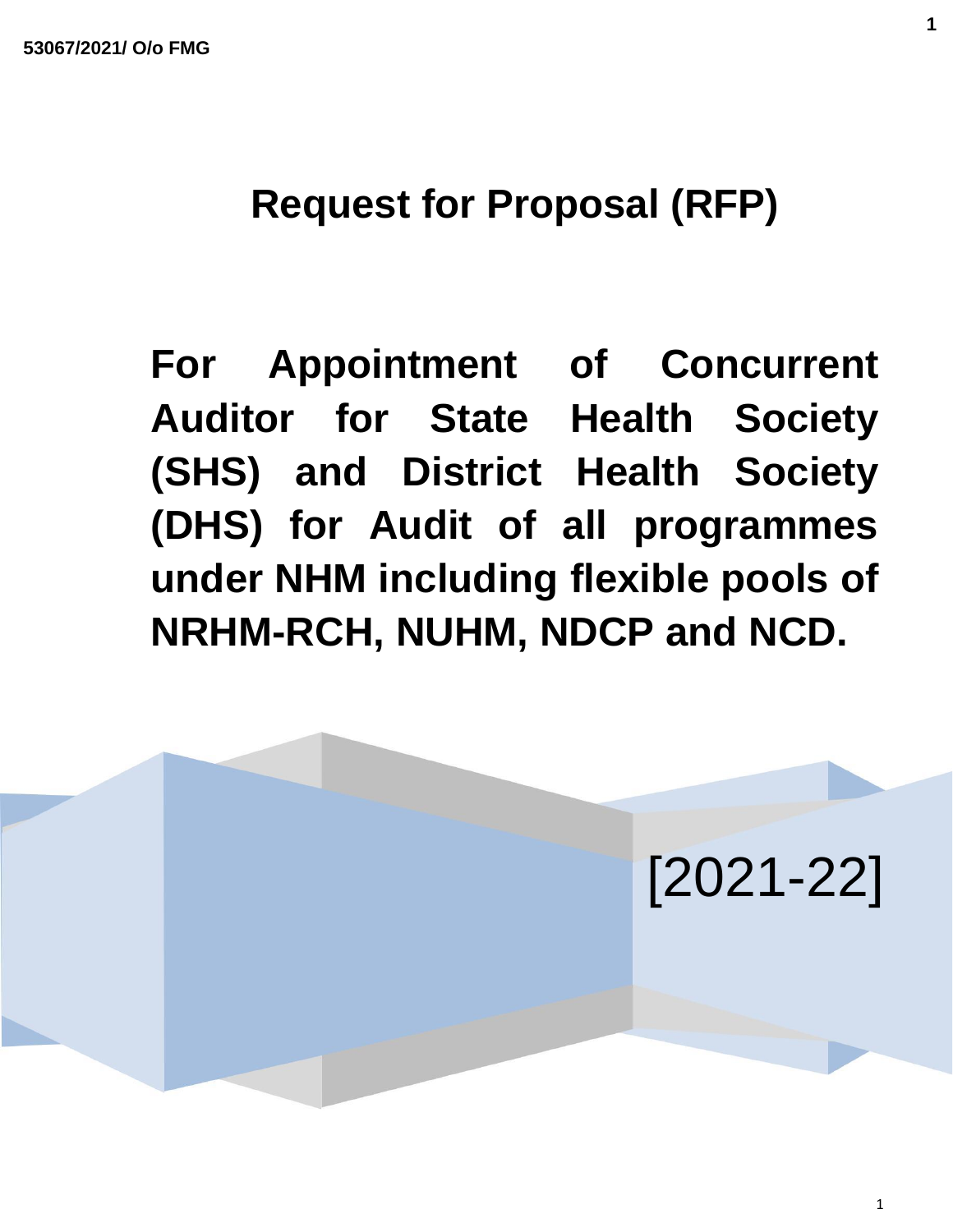# Request for Proposal (RFP)

## For Appointment of Concurrent Auditor for State Health Society (SHS) and District Health Society (DHS) for Audit of all programmes under NHM including flexible pools of NRHM-RCH, NUHM, NDCP and NCD.

[2021-22]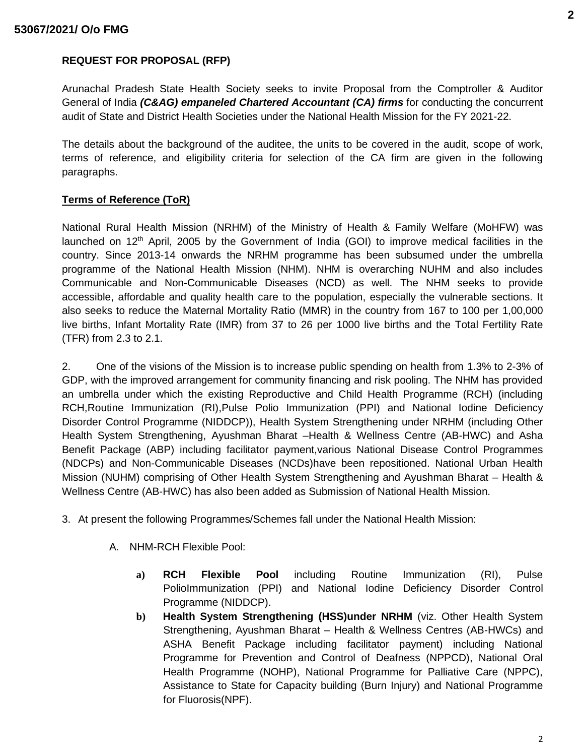**REQUEST FOR PROPOSAL (RFP)**

Arunachal Pradesh State Health Society seeks to invite Proposal from the Comptroller & Auditor General of India ***(C&AG) empaneled Chartered Accountant (CA) firms*** for conducting the concurrent audit of State and District Health Societies under the National Health Mission for the FY 2021-22.

The details about the background of the auditee, the units to be covered in the audit, scope of work, terms of reference, and eligibility criteria for selection of the CA firm are given in the following paragraphs.

**Terms of Reference (ToR)**

National Rural Health Mission (NRHM) of the Ministry of Health & Family Welfare (MoHFW) was launched on 12th April, 2005 by the Government of India (GOI) to improve medical facilities in the country. Since 2013-14 onwards the NRHM programme has been subsumed under the umbrella programme of the National Health Mission (NHM). NHM is overarching NUHM and also includes Communicable and Non-Communicable Diseases (NCD) as well. The NHM seeks to provide accessible, affordable and quality health care to the population, especially the vulnerable sections. It also seeks to reduce the Maternal Mortality Ratio (MMR) in the country from 167 to 100 per 1,00,000 live births, Infant Mortality Rate (IMR) from 37 to 26 per 1000 live births and the Total Fertility Rate (TFR) from 2.3 to 2.1.

2. One of the visions of the Mission is to increase public spending on health from 1.3% to 2-3% of GDP, with the improved arrangement for community financing and risk pooling. The NHM has provided an umbrella under which the existing Reproductive and Child Health Programme (RCH) (including RCH,Routine Immunization (RI),Pulse Polio Immunization (PPI) and National Iodine Deficiency Disorder Control Programme (NIDDCP)), Health System Strengthening under NRHM (including Other Health System Strengthening, Ayushman Bharat –Health & Wellness Centre (AB-HWC) and Asha Benefit Package (ABP) including facilitator payment,various National Disease Control Programmes (NDCPs) and Non-Communicable Diseases (NCDs)have been repositioned. National Urban Health Mission (NUHM) comprising of Other Health System Strengthening and Ayushman Bharat – Health & Wellness Centre (AB-HWC) has also been added as Submission of National Health Mission.

3. At present the following Programmes/Schemes fall under the National Health Mission:

A. NHM-RCH Flexible Pool:

a) **RCH Flexible Pool** including Routine Immunization (RI), Pulse PolioImmunization (PPI) and National Iodine Deficiency Disorder Control Programme (NIDDCP).

b) **Health System Strengthening (HSS)under NRHM** (viz. Other Health System Strengthening, Ayushman Bharat – Health & Wellness Centres (AB-HWCs) and ASHA Benefit Package including facilitator payment) including National Programme for Prevention and Control of Deafness (NPPCD), National Oral Health Programme (NOHP), National Programme for Palliative Care (NPPC), Assistance to State for Capacity building (Burn Injury) and National Programme for Fluorosis(NPF).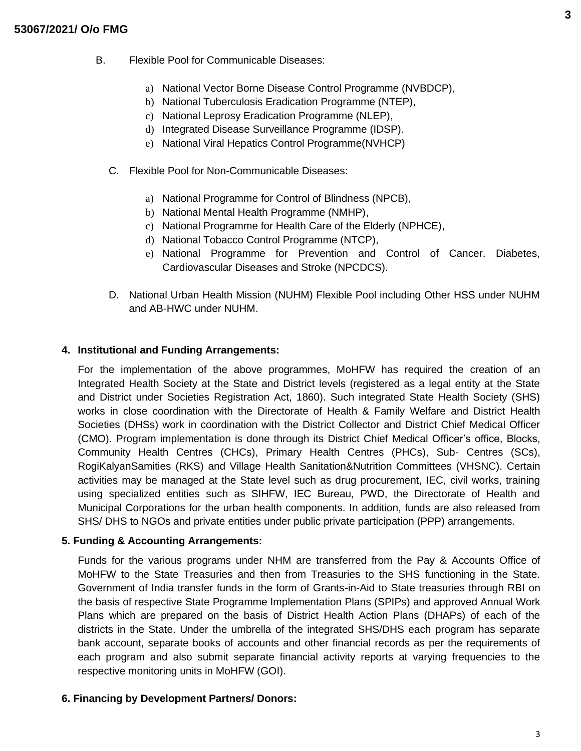B. Flexible Pool for Communicable Diseases:

a) National Vector Borne Disease Control Programme (NVBDCP),
b) National Tuberculosis Eradication Programme (NTEP),
c) National Leprosy Eradication Programme (NLEP),
d) Integrated Disease Surveillance Programme (IDSP).
e) National Viral Hepatics Control Programme(NVHCP)

C. Flexible Pool for Non-Communicable Diseases:

a) National Programme for Control of Blindness (NPCB),
b) National Mental Health Programme (NMHP),
c) National Programme for Health Care of the Elderly (NPHCE),
d) National Tobacco Control Programme (NTCP),
e) National Programme for Prevention and Control of Cancer, Diabetes, Cardiovascular Diseases and Stroke (NPCDCS).

D. National Urban Health Mission (NUHM) Flexible Pool including Other HSS under NUHM and AB-HWC under NUHM.

**4. Institutional and Funding Arrangements:**

For the implementation of the above programmes, MoHFW has required the creation of an Integrated Health Society at the State and District levels (registered as a legal entity at the State and District under Societies Registration Act, 1860). Such integrated State Health Society (SHS) works in close coordination with the Directorate of Health & Family Welfare and District Health Societies (DHSs) work in coordination with the District Collector and District Chief Medical Officer (CMO). Program implementation is done through its District Chief Medical Officer's office, Blocks, Community Health Centres (CHCs), Primary Health Centres (PHCs), Sub- Centres (SCs), RogiKalyanSamities (RKS) and Village Health Sanitation&Nutrition Committees (VHSNC). Certain activities may be managed at the State level such as drug procurement, IEC, civil works, training using specialized entities such as SIHFW, IEC Bureau, PWD, the Directorate of Health and Municipal Corporations for the urban health components. In addition, funds are also released from SHS/ DHS to NGOs and private entities under public private participation (PPP) arrangements.

**5. Funding & Accounting Arrangements:**

Funds for the various programs under NHM are transferred from the Pay & Accounts Office of MoHFW to the State Treasuries and then from Treasuries to the SHS functioning in the State. Government of India transfer funds in the form of Grants-in-Aid to State treasuries through RBI on the basis of respective State Programme Implementation Plans (SPIPs) and approved Annual Work Plans which are prepared on the basis of District Health Action Plans (DHAPs) of each of the districts in the State. Under the umbrella of the integrated SHS/DHS each program has separate bank account, separate books of accounts and other financial records as per the requirements of each program and also submit separate financial activity reports at varying frequencies to the respective monitoring units in MoHFW (GOI).

**6. Financing by Development Partners/ Donors:**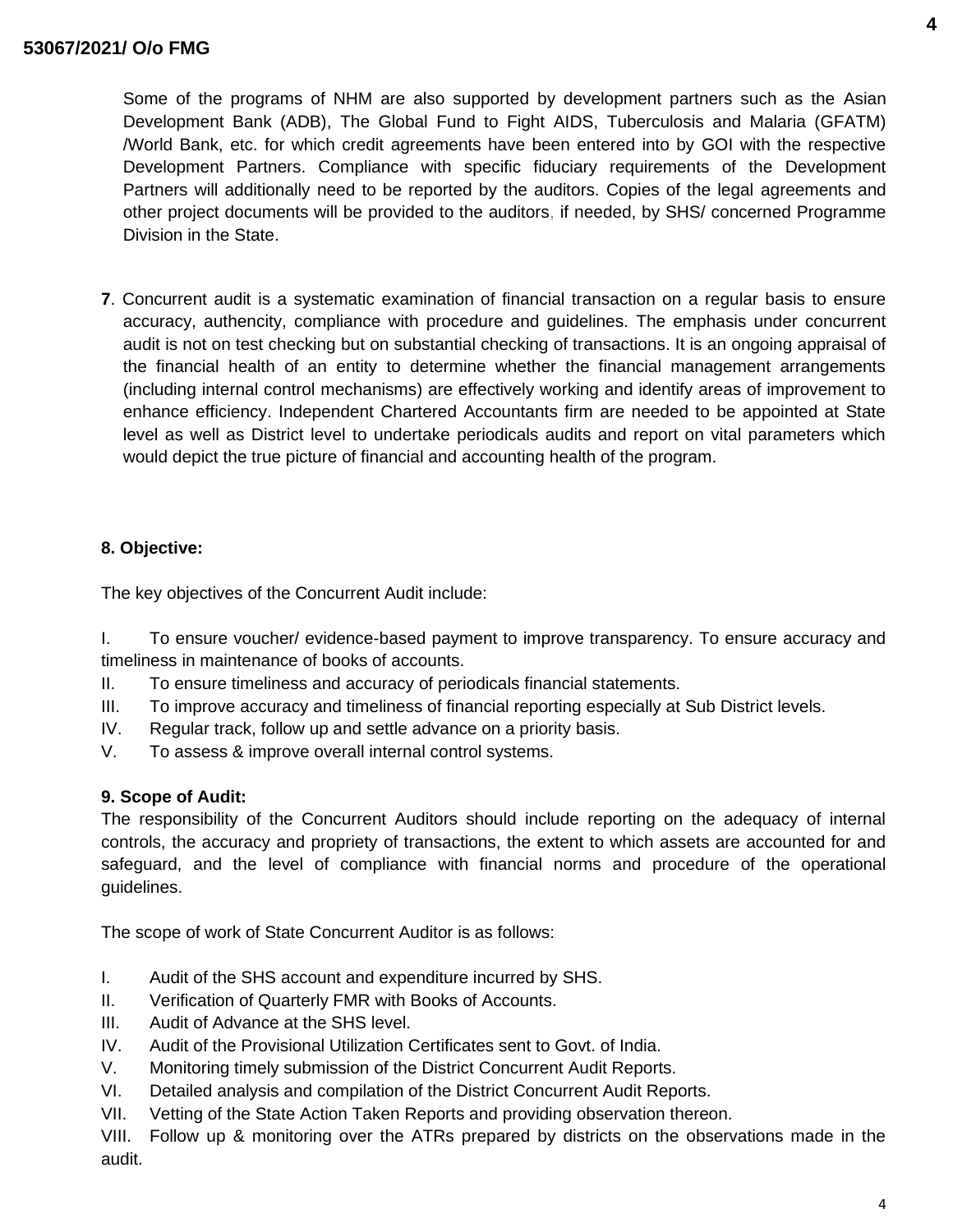Some of the programs of NHM are also supported by development partners such as the Asian Development Bank (ADB), The Global Fund to Fight AIDS, Tuberculosis and Malaria (GFATM) /World Bank, etc. for which credit agreements have been entered into by GOI with the respective Development Partners. Compliance with specific fiduciary requirements of the Development Partners will additionally need to be reported by the auditors. Copies of the legal agreements and other project documents will be provided to the auditors, if needed, by SHS/ concerned Programme Division in the State.

**7**. Concurrent audit is a systematic examination of financial transaction on a regular basis to ensure accuracy, authencity, compliance with procedure and guidelines. The emphasis under concurrent audit is not on test checking but on substantial checking of transactions. It is an ongoing appraisal of the financial health of an entity to determine whether the financial management arrangements (including internal control mechanisms) are effectively working and identify areas of improvement to enhance efficiency. Independent Chartered Accountants firm are needed to be appointed at State level as well as District level to undertake periodicals audits and report on vital parameters which would depict the true picture of financial and accounting health of the program.

**8. Objective:**

The key objectives of the Concurrent Audit include:

I. To ensure voucher/ evidence-based payment to improve transparency. To ensure accuracy and timeliness in maintenance of books of accounts.
II. To ensure timeliness and accuracy of periodicals financial statements.
III. To improve accuracy and timeliness of financial reporting especially at Sub District levels.
IV. Regular track, follow up and settle advance on a priority basis.
V. To assess & improve overall internal control systems.

**9. Scope of Audit:**

The responsibility of the Concurrent Auditors should include reporting on the adequacy of internal controls, the accuracy and propriety of transactions, the extent to which assets are accounted for and safeguard, and the level of compliance with financial norms and procedure of the operational guidelines.

The scope of work of State Concurrent Auditor is as follows:

I. Audit of the SHS account and expenditure incurred by SHS.
II. Verification of Quarterly FMR with Books of Accounts.
III. Audit of Advance at the SHS level.
IV. Audit of the Provisional Utilization Certificates sent to Govt. of India.
V. Monitoring timely submission of the District Concurrent Audit Reports.
VI. Detailed analysis and compilation of the District Concurrent Audit Reports.
VII. Vetting of the State Action Taken Reports and providing observation thereon.
VIII. Follow up & monitoring over the ATRs prepared by districts on the observations made in the audit.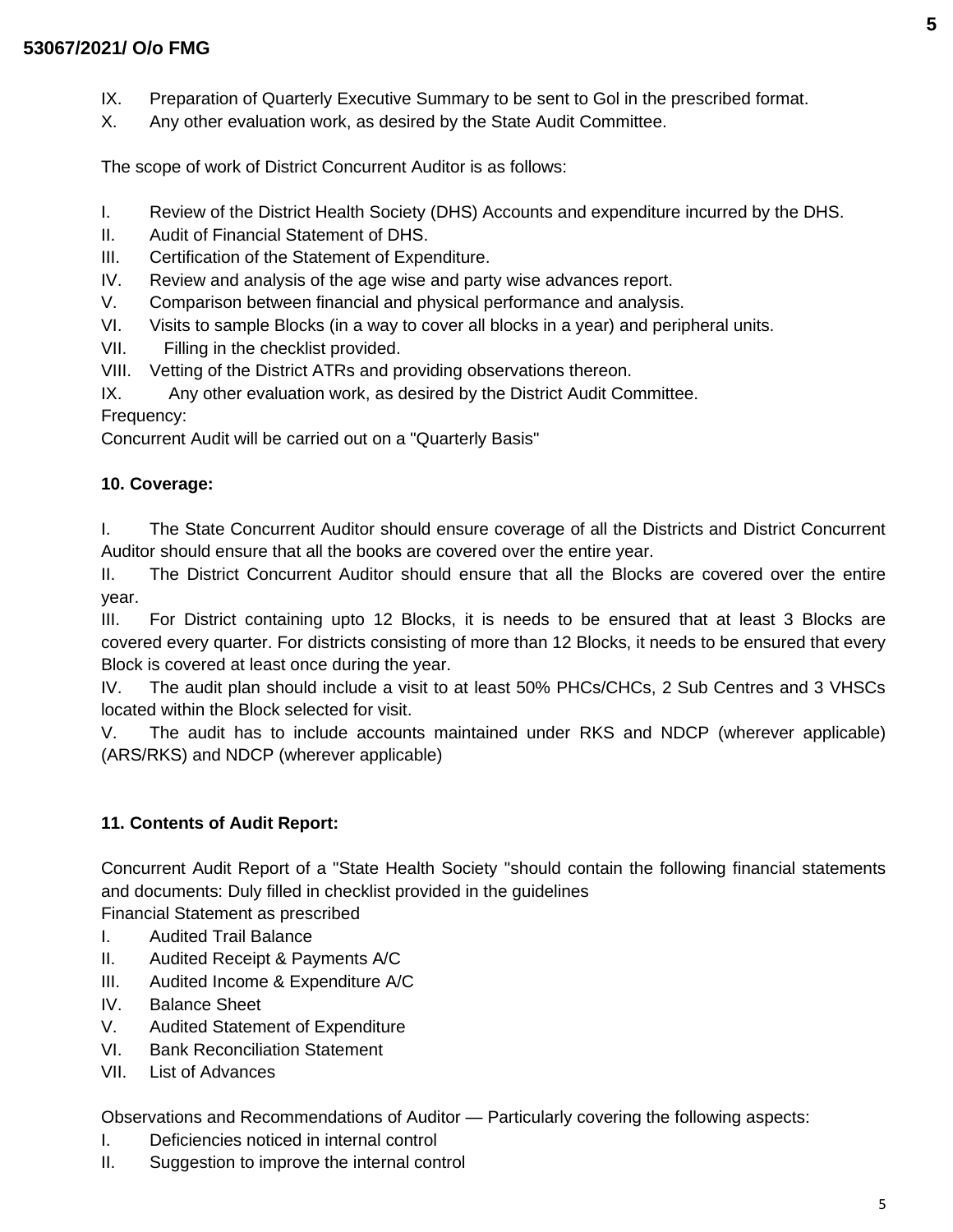IX. Preparation of Quarterly Executive Summary to be sent to GoI in the prescribed format.
X. Any other evaluation work, as desired by the State Audit Committee.

The scope of work of District Concurrent Auditor is as follows:

I. Review of the District Health Society (DHS) Accounts and expenditure incurred by the DHS.
II. Audit of Financial Statement of DHS.
III. Certification of the Statement of Expenditure.
IV. Review and analysis of the age wise and party wise advances report.
V. Comparison between financial and physical performance and analysis.
VI. Visits to sample Blocks (in a way to cover all blocks in a year) and peripheral units.
VII. Filling in the checklist provided.
VIII. Vetting of the District ATRs and providing observations thereon.
IX. Any other evaluation work, as desired by the District Audit Committee.

Frequency:
Concurrent Audit will be carried out on a "Quarterly Basis"

**10. Coverage:**

I. The State Concurrent Auditor should ensure coverage of all the Districts and District Concurrent Auditor should ensure that all the books are covered over the entire year.

II. The District Concurrent Auditor should ensure that all the Blocks are covered over the entire year.

III. For District containing upto 12 Blocks, it is needs to be ensured that at least 3 Blocks are covered every quarter. For districts consisting of more than 12 Blocks, it needs to be ensured that every Block is covered at least once during the year.

IV. The audit plan should include a visit to at least 50% PHCs/CHCs, 2 Sub Centres and 3 VHSCs located within the Block selected for visit.

V. The audit has to include accounts maintained under RKS and NDCP (wherever applicable) (ARS/RKS) and NDCP (wherever applicable)

**11. Contents of Audit Report:**

Concurrent Audit Report of a "State Health Society "should contain the following financial statements and documents: Duly filled in checklist provided in the guidelines
Financial Statement as prescribed

I. Audited Trail Balance
II. Audited Receipt & Payments A/C
III. Audited Income & Expenditure A/C
IV. Balance Sheet
V. Audited Statement of Expenditure
VI. Bank Reconciliation Statement
VII. List of Advances

Observations and Recommendations of Auditor — Particularly covering the following aspects:

I. Deficiencies noticed in internal control
II. Suggestion to improve the internal control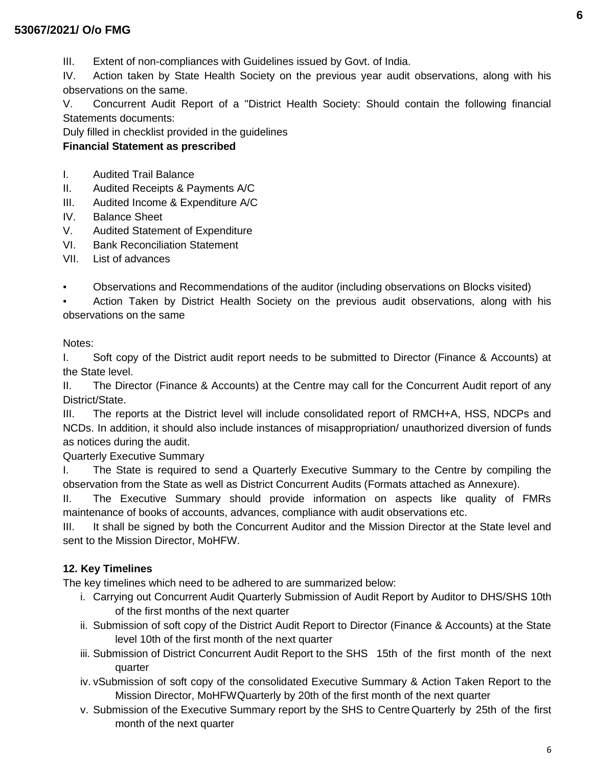III. Extent of non-compliances with Guidelines issued by Govt. of India.

IV. Action taken by State Health Society on the previous year audit observations, along with his observations on the same.

V. Concurrent Audit Report of a "District Health Society: Should contain the following financial Statements documents:

Duly filled in checklist provided in the guidelines

**Financial Statement as prescribed**

I. Audited Trail Balance
II. Audited Receipts & Payments A/C
III. Audited Income & Expenditure A/C
IV. Balance Sheet
V. Audited Statement of Expenditure
VI. Bank Reconciliation Statement
VII. List of advances

- Observations and Recommendations of the auditor (including observations on Blocks visited)
- Action Taken by District Health Society on the previous audit observations, along with his observations on the same

Notes:

I. Soft copy of the District audit report needs to be submitted to Director (Finance & Accounts) at the State level.

II. The Director (Finance & Accounts) at the Centre may call for the Concurrent Audit report of any District/State.

III. The reports at the District level will include consolidated report of RMCH+A, HSS, NDCPs and NCDs. In addition, it should also include instances of misappropriation/ unauthorized diversion of funds as notices during the audit.

Quarterly Executive Summary

I. The State is required to send a Quarterly Executive Summary to the Centre by compiling the observation from the State as well as District Concurrent Audits (Formats attached as Annexure).

II. The Executive Summary should provide information on aspects like quality of FMRs maintenance of books of accounts, advances, compliance with audit observations etc.

III. It shall be signed by both the Concurrent Auditor and the Mission Director at the State level and sent to the Mission Director, MoHFW.

**12. Key Timelines**

The key timelines which need to be adhered to are summarized below:

i. Carrying out Concurrent Audit Quarterly Submission of Audit Report by Auditor to DHS/SHS 10th of the first months of the next quarter
ii. Submission of soft copy of the District Audit Report to Director (Finance & Accounts) at the State level 10th of the first month of the next quarter
iii. Submission of District Concurrent Audit Report to the SHS 15th of the first month of the next quarter
iv. vSubmission of soft copy of the consolidated Executive Summary & Action Taken Report to the Mission Director, MoHFWQuarterly by 20th of the first month of the next quarter
v. Submission of the Executive Summary report by the SHS to CentreQuarterly by 25th of the first month of the next quarter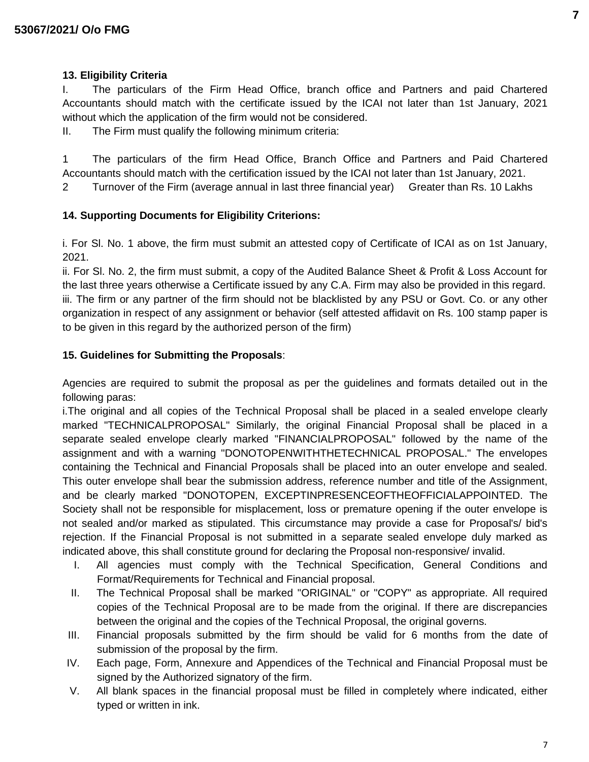### 13. Eligibility Criteria

I. The particulars of the Firm Head Office, branch office and Partners and paid Chartered Accountants should match with the certificate issued by the ICAI not later than 1st January, 2021 without which the application of the firm would not be considered.

II. The Firm must qualify the following minimum criteria:

| | | |
|---|---|---|
| 1 | The particulars of the firm Head Office, Branch Office and Partners and Paid Chartered Accountants should match with the certification issued by the ICAI not later than 1st January, 2021. | |
| 2 | Turnover of the Firm (average annual in last three financial year) | Greater than Rs. 10 Lakhs |

### 14. Supporting Documents for Eligibility Criterions:

i. For Sl. No. 1 above, the firm must submit an attested copy of Certificate of ICAI as on 1st January, 2021.

ii. For Sl. No. 2, the firm must submit, a copy of the Audited Balance Sheet & Profit & Loss Account for the last three years otherwise a Certificate issued by any C.A. Firm may also be provided in this regard.

iii. The firm or any partner of the firm should not be blacklisted by any PSU or Govt. Co. or any other organization in respect of any assignment or behavior (self attested affidavit on Rs. 100 stamp paper is to be given in this regard by the authorized person of the firm)

### 15. Guidelines for Submitting the Proposals:

Agencies are required to submit the proposal as per the guidelines and formats detailed out in the following paras:

i.The original and all copies of the Technical Proposal shall be placed in a sealed envelope clearly marked "TECHNICALPROPOSAL" Similarly, the original Financial Proposal shall be placed in a separate sealed envelope clearly marked "FINANCIALPROPOSAL" followed by the name of the assignment and with a warning "DONOTOPENWITHTHETECHNICAL PROPOSAL." The envelopes containing the Technical and Financial Proposals shall be placed into an outer envelope and sealed. This outer envelope shall bear the submission address, reference number and title of the Assignment, and be clearly marked "DONOTOPEN, EXCEPTINPRESENCEOFTHEOFFICIALAPPOINTED. The Society shall not be responsible for misplacement, loss or premature opening if the outer envelope is not sealed and/or marked as stipulated. This circumstance may provide a case for Proposal's/ bid's rejection. If the Financial Proposal is not submitted in a separate sealed envelope duly marked as indicated above, this shall constitute ground for declaring the Proposal non-responsive/ invalid.

I. All agencies must comply with the Technical Specification, General Conditions and Format/Requirements for Technical and Financial proposal.
II. The Technical Proposal shall be marked "ORIGINAL" or "COPY" as appropriate. All required copies of the Technical Proposal are to be made from the original. If there are discrepancies between the original and the copies of the Technical Proposal, the original governs.
III. Financial proposals submitted by the firm should be valid for 6 months from the date of submission of the proposal by the firm.
IV. Each page, Form, Annexure and Appendices of the Technical and Financial Proposal must be signed by the Authorized signatory of the firm.
V. All blank spaces in the financial proposal must be filled in completely where indicated, either typed or written in ink.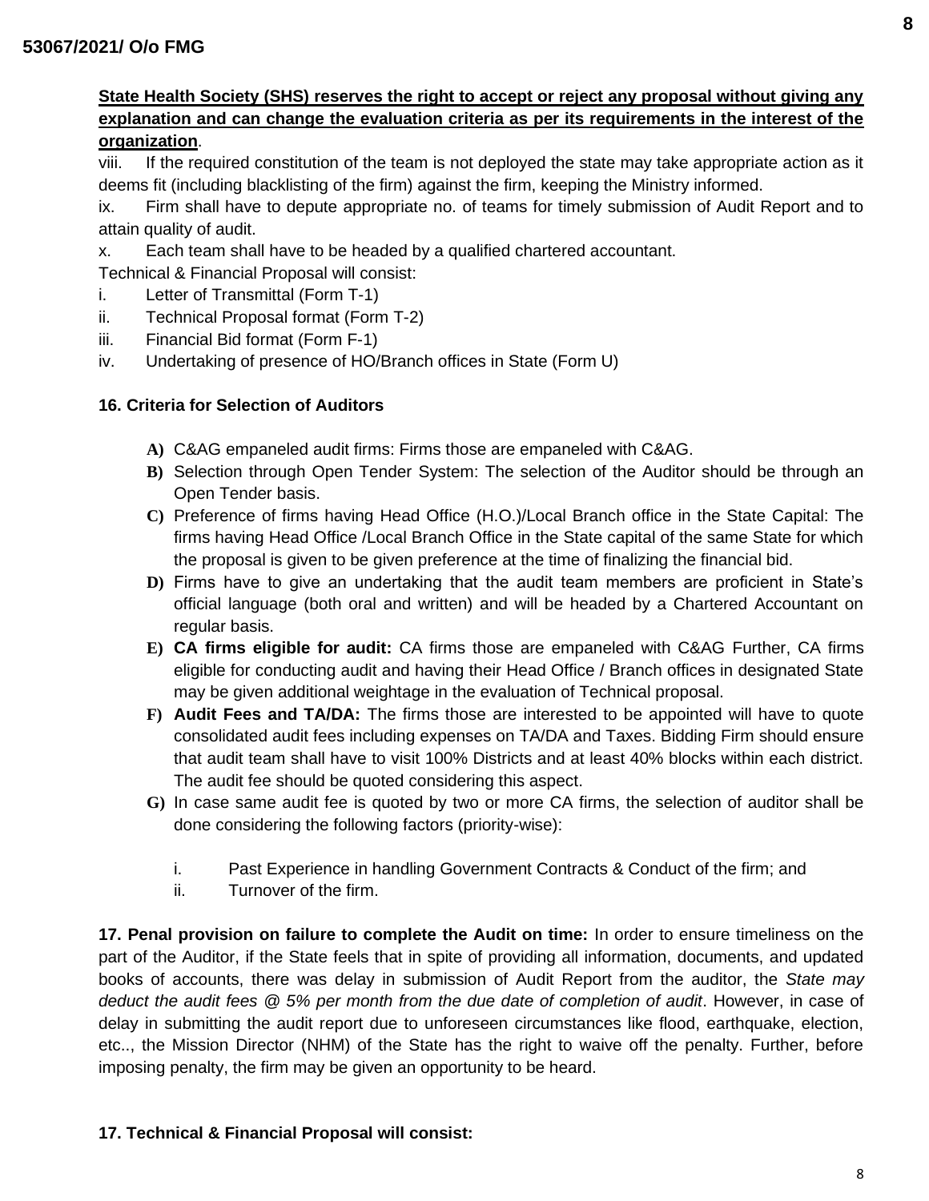**State Health Society (SHS) reserves the right to accept or reject any proposal without giving any explanation and can change the evaluation criteria as per its requirements in the interest of the organization**.

viii. If the required constitution of the team is not deployed the state may take appropriate action as it deems fit (including blacklisting of the firm) against the firm, keeping the Ministry informed.

ix. Firm shall have to depute appropriate no. of teams for timely submission of Audit Report and to attain quality of audit.

x. Each team shall have to be headed by a qualified chartered accountant.

Technical & Financial Proposal will consist:

i. Letter of Transmittal (Form T-1)

ii. Technical Proposal format (Form T-2)

iii. Financial Bid format (Form F-1)

iv. Undertaking of presence of HO/Branch offices in State (Form U)

**16. Criteria for Selection of Auditors**

**A)** C&AG empaneled audit firms: Firms those are empaneled with C&AG.

**B)** Selection through Open Tender System: The selection of the Auditor should be through an Open Tender basis.

**C)** Preference of firms having Head Office (H.O.)/Local Branch office in the State Capital: The firms having Head Office /Local Branch Office in the State capital of the same State for which the proposal is given to be given preference at the time of finalizing the financial bid.

**D)** Firms have to give an undertaking that the audit team members are proficient in State's official language (both oral and written) and will be headed by a Chartered Accountant on regular basis.

**E)** **CA firms eligible for audit:** CA firms those are empaneled with C&AG Further, CA firms eligible for conducting audit and having their Head Office / Branch offices in designated State may be given additional weightage in the evaluation of Technical proposal.

**F)** **Audit Fees and TA/DA:** The firms those are interested to be appointed will have to quote consolidated audit fees including expenses on TA/DA and Taxes. Bidding Firm should ensure that audit team shall have to visit 100% Districts and at least 40% blocks within each district. The audit fee should be quoted considering this aspect.

**G)** In case same audit fee is quoted by two or more CA firms, the selection of auditor shall be done considering the following factors (priority-wise):

i. Past Experience in handling Government Contracts & Conduct of the firm; and

ii. Turnover of the firm.

**17. Penal provision on failure to complete the Audit on time:** In order to ensure timeliness on the part of the Auditor, if the State feels that in spite of providing all information, documents, and updated books of accounts, there was delay in submission of Audit Report from the auditor, the *State may deduct the audit fees @ 5% per month from the due date of completion of audit*. However, in case of delay in submitting the audit report due to unforeseen circumstances like flood, earthquake, election, etc.., the Mission Director (NHM) of the State has the right to waive off the penalty. Further, before imposing penalty, the firm may be given an opportunity to be heard.

**17. Technical & Financial Proposal will consist:**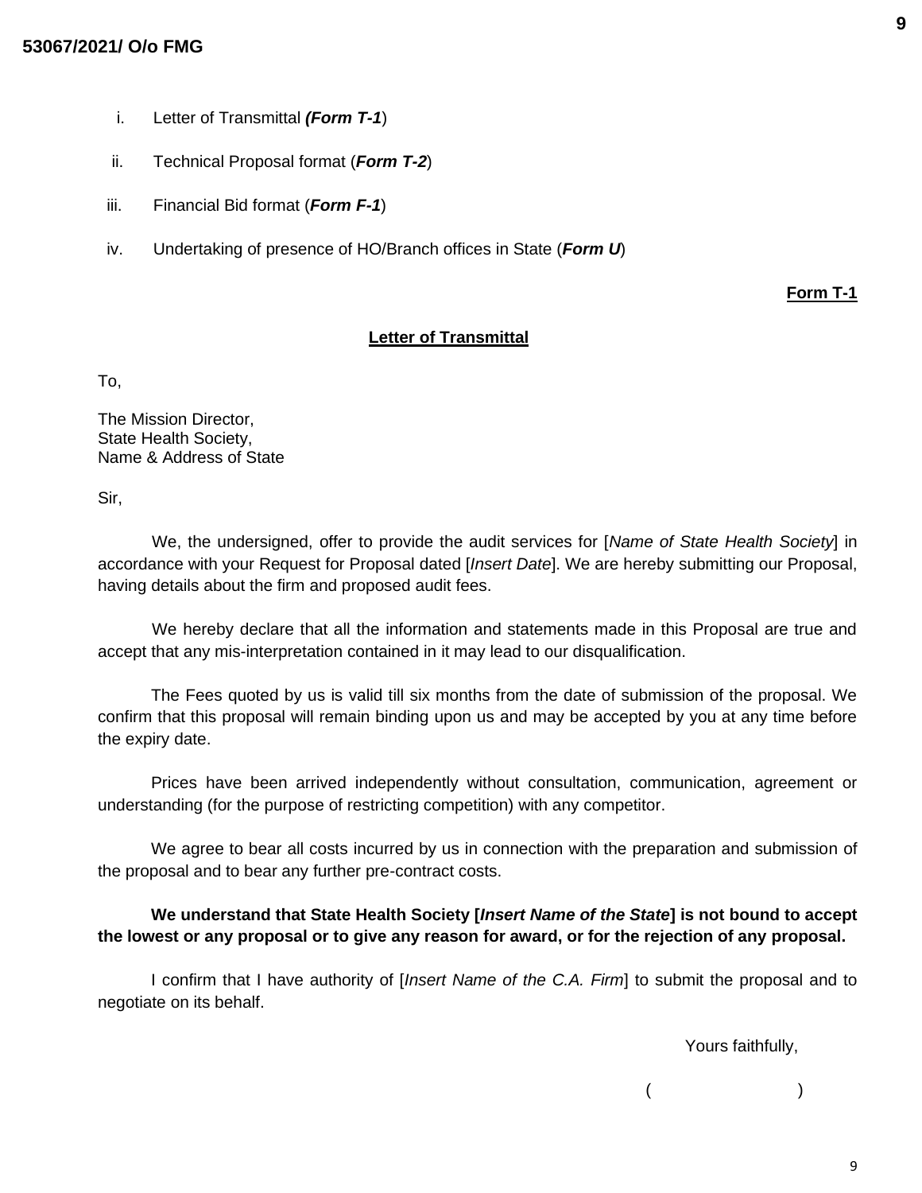i. Letter of Transmittal ***(Form T-1)***

ii. Technical Proposal format (***Form T-2***)

iii. Financial Bid format (***Form F-1***)

iv. Undertaking of presence of HO/Branch offices in State (***Form U***)

**Form T-1**

## Letter of Transmittal

To,

The Mission Director,
State Health Society,
Name & Address of State

Sir,

We, the undersigned, offer to provide the audit services for [*Name of State Health Society*] in accordance with your Request for Proposal dated [*Insert Date*]. We are hereby submitting our Proposal, having details about the firm and proposed audit fees.

We hereby declare that all the information and statements made in this Proposal are true and accept that any mis-interpretation contained in it may lead to our disqualification.

The Fees quoted by us is valid till six months from the date of submission of the proposal. We confirm that this proposal will remain binding upon us and may be accepted by you at any time before the expiry date.

Prices have been arrived independently without consultation, communication, agreement or understanding (for the purpose of restricting competition) with any competitor.

We agree to bear all costs incurred by us in connection with the preparation and submission of the proposal and to bear any further pre-contract costs.

**We understand that State Health Society [*Insert Name of the State*] is not bound to accept the lowest or any proposal or to give any reason for award, or for the rejection of any proposal.**

I confirm that I have authority of [*Insert Name of the C.A. Firm*] to submit the proposal and to negotiate on its behalf.

Yours faithfully,

(                    )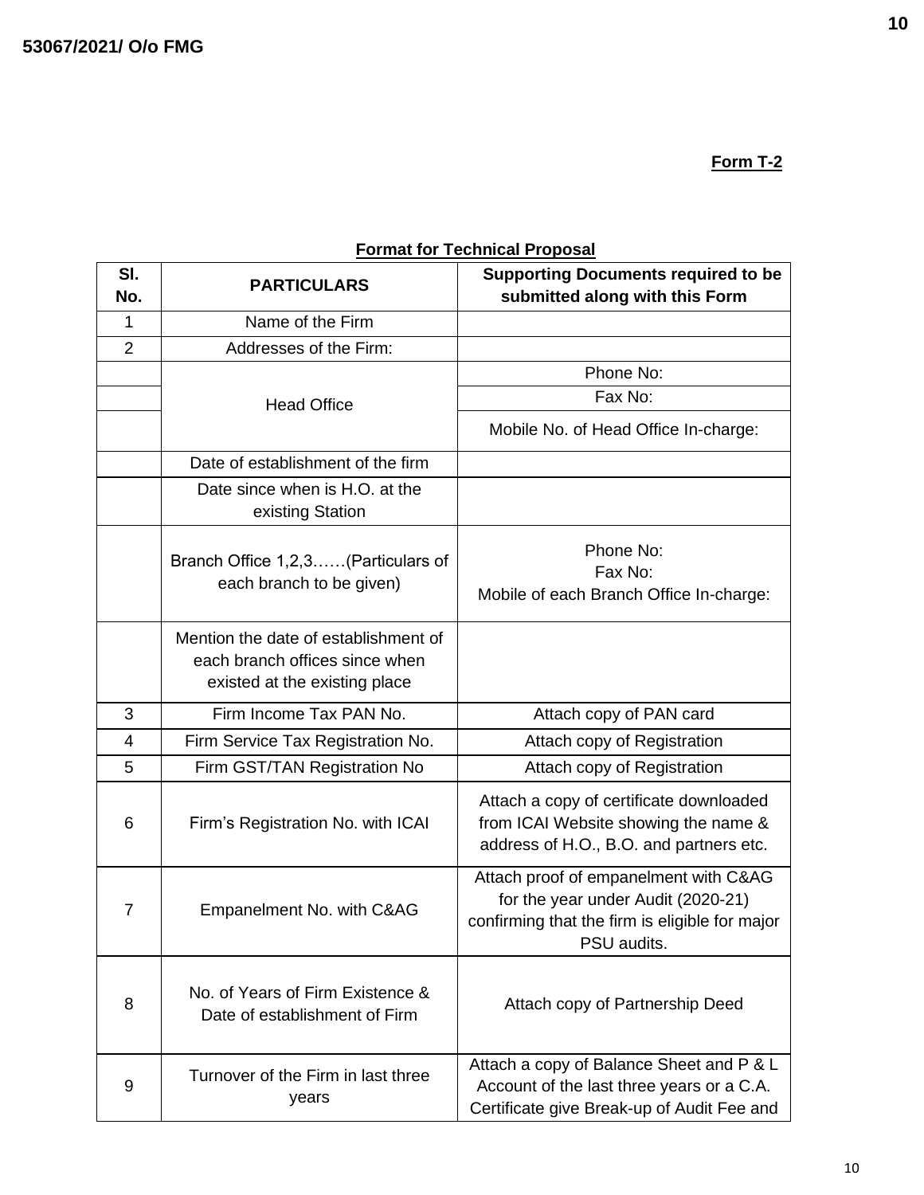53067/2021/ O/o FMG

**Form T-2**

**Format for Technical Proposal**

| Sl. No. | PARTICULARS | Supporting Documents required to be submitted along with this Form |
|---|---|---|
| 1 | Name of the Firm | |
| 2 | Addresses of the Firm: | |
| | Head Office | Phone No: |
| | | Fax No: |
| | | Mobile No. of Head Office In-charge: |
| | Date of establishment of the firm | |
| | Date since when is H.O. at the existing Station | |
| | Branch Office 1,2,3……(Particulars of each branch to be given) | Phone No:<br>Fax No:<br>Mobile of each Branch Office In-charge: |
| | Mention the date of establishment of each branch offices since when existed at the existing place | |
| 3 | Firm Income Tax PAN No. | Attach copy of PAN card |
| 4 | Firm Service Tax Registration No. | Attach copy of Registration |
| 5 | Firm GST/TAN Registration No | Attach copy of Registration |
| 6 | Firm's Registration No. with ICAI | Attach a copy of certificate downloaded from ICAI Website showing the name & address of H.O., B.O. and partners etc. |
| 7 | Empanelment No. with C&AG | Attach proof of empanelment with C&AG for the year under Audit (2020-21) confirming that the firm is eligible for major PSU audits. |
| 8 | No. of Years of Firm Existence & Date of establishment of Firm | Attach copy of Partnership Deed |
| 9 | Turnover of the Firm in last three years | Attach a copy of Balance Sheet and P & L Account of the last three years or a C.A. Certificate give Break-up of Audit Fee and |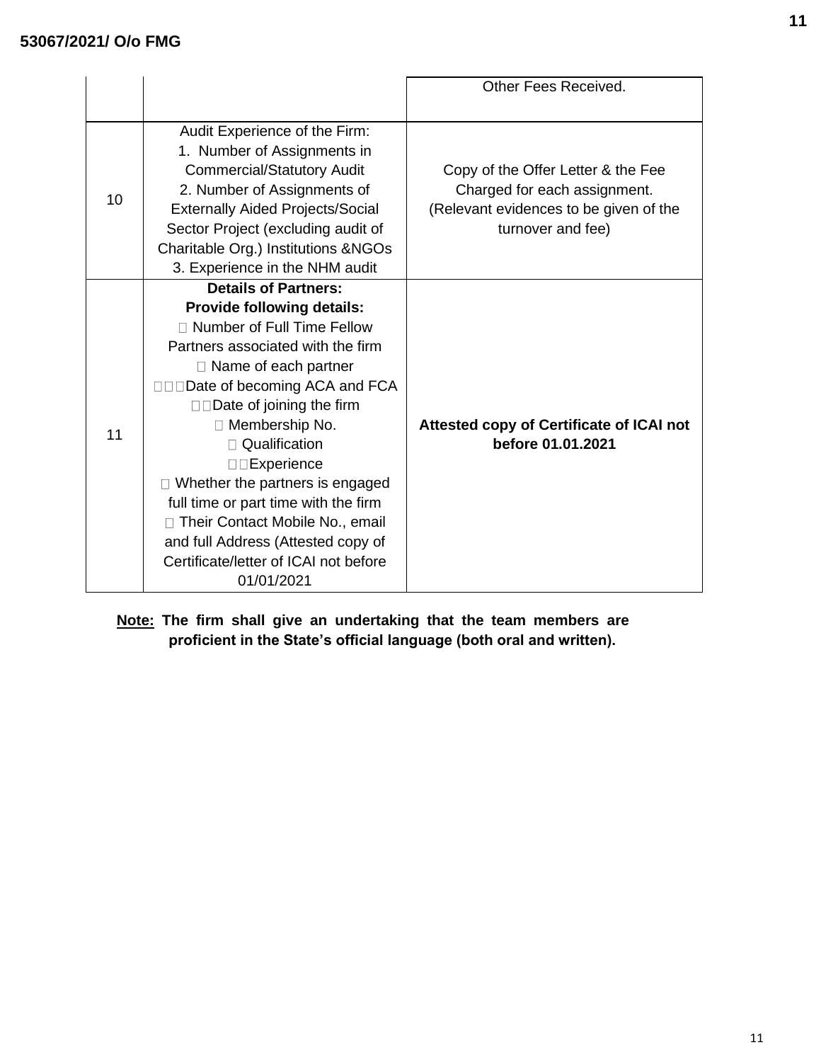| | | |
|---|---|---|
| | | Other Fees Received. |
| 10 | Audit Experience of the Firm:<br>1. Number of Assignments in Commercial/Statutory Audit<br>2. Number of Assignments of Externally Aided Projects/Social Sector Project (excluding audit of Charitable Org.) Institutions &NGOs<br>3. Experience in the NHM audit | Copy of the Offer Letter & the Fee Charged for each assignment.<br>(Relevant evidences to be given of the turnover and fee) |
| 11 | **Details of Partners:**<br>**Provide following details:**<br> Number of Full Time Fellow Partners associated with the firm<br> Name of each partner<br>Date of becoming ACA and FCA<br>Date of joining the firm<br> Membership No.<br> Qualification<br>Experience<br> Whether the partners is engaged full time or part time with the firm<br> Their Contact Mobile No., email and full Address (Attested copy of Certificate/letter of ICAI not before 01/01/2021 | **Attested copy of Certificate of ICAI not before 01.01.2021** |

**Note: The firm shall give an undertaking that the team members are proficient in the State's official language (both oral and written).**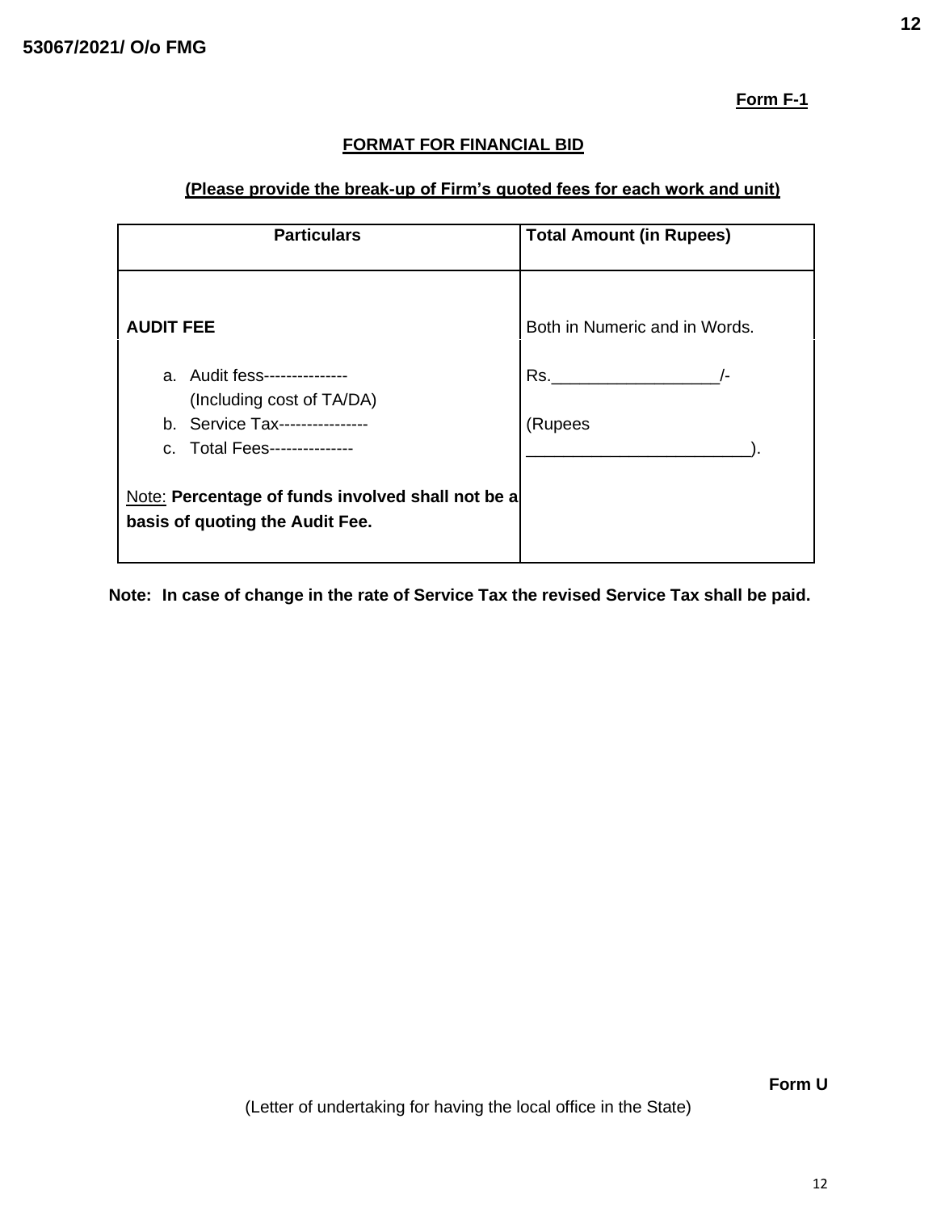**Form F-1**

## FORMAT FOR FINANCIAL BID

**(Please provide the break-up of Firm's quoted fees for each work and unit)**

| Particulars | Total Amount (in Rupees) |
| --- | --- |
| **AUDIT FEE**<br><br>a. Audit fess---------------<br>(Including cost of TA/DA)<br>b. Service Tax----------------<br>c. Total Fees---------------<br><br>Note: **Percentage of funds involved shall not be a basis of quoting the Audit Fee.** | Both in Numeric and in Words.<br><br>Rs.__________________/-<br><br>(Rupees ________________________). |

**Note: In case of change in the rate of Service Tax the revised Service Tax shall be paid.**

**Form U**

(Letter of undertaking for having the local office in the State)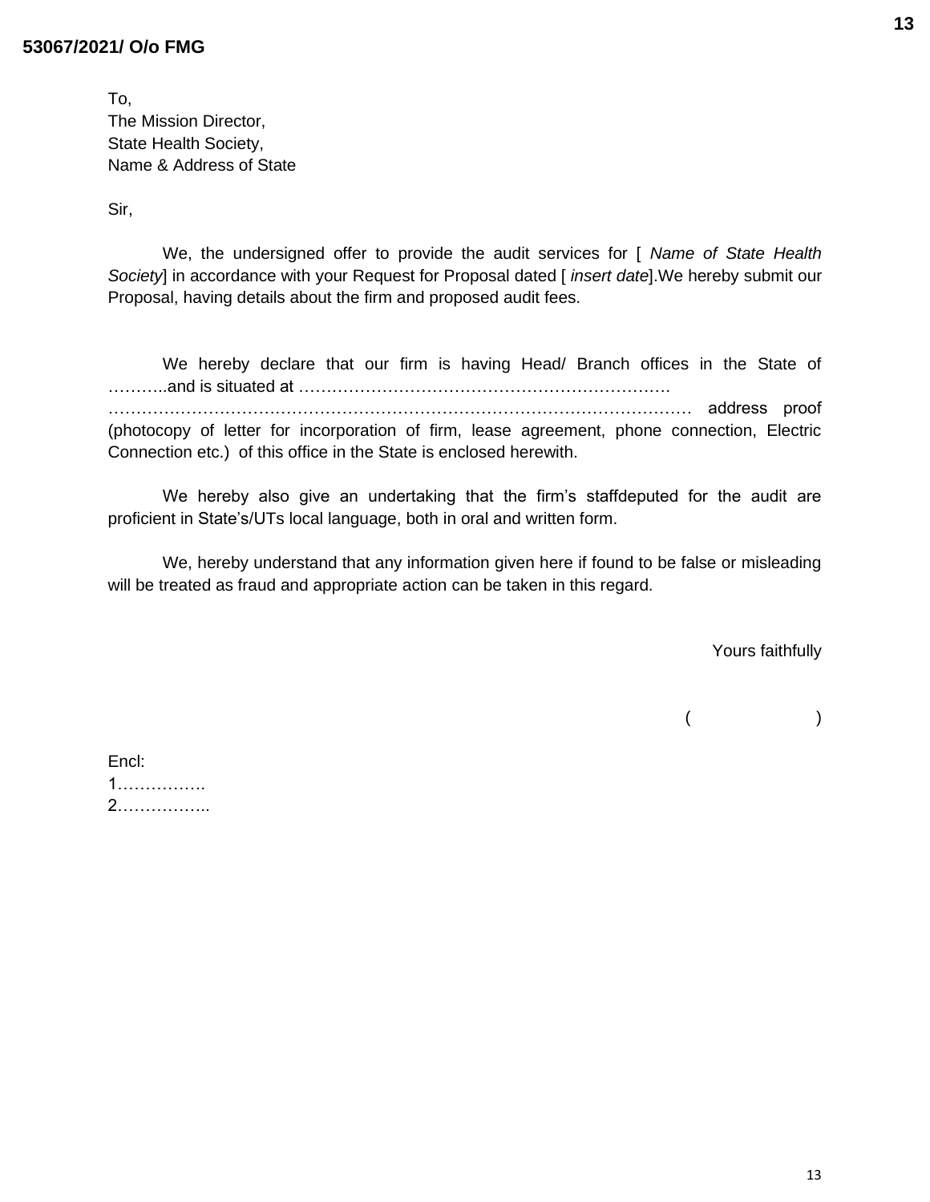To,
The Mission Director,
State Health Society,
Name & Address of State

Sir,

We, the undersigned offer to provide the audit services for [ *Name of State Health Society*] in accordance with your Request for Proposal dated [ *insert date*].We hereby submit our Proposal, having details about the firm and proposed audit fees.

We hereby declare that our firm is having Head/ Branch offices in the State of ………..and is situated at …………………………………………………………… ………………………………………………………………………………………… address proof (photocopy of letter for incorporation of firm, lease agreement, phone connection, Electric Connection etc.) of this office in the State is enclosed herewith.

We hereby also give an undertaking that the firm's staffdeputed for the audit are proficient in State's/UTs local language, both in oral and written form.

We, hereby understand that any information given here if found to be false or misleading will be treated as fraud and appropriate action can be taken in this regard.

Yours faithfully

( )

Encl:
1…………….
2……………..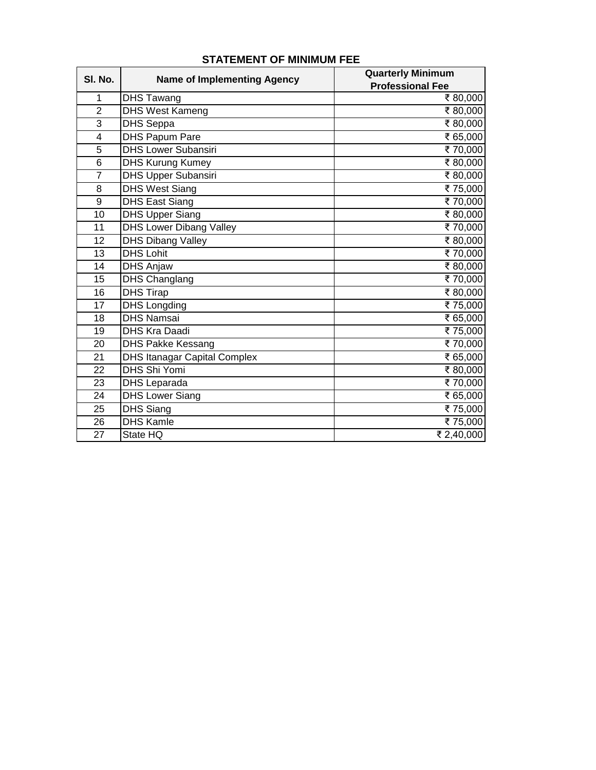**STATEMENT OF MINIMUM FEE**

| Sl. No. | Name of Implementing Agency | Quarterly Minimum Professional Fee |
|---|---|---|
| 1 | DHS Tawang | ₹ 80,000 |
| 2 | DHS West Kameng | ₹ 80,000 |
| 3 | DHS Seppa | ₹ 80,000 |
| 4 | DHS Papum Pare | ₹ 65,000 |
| 5 | DHS Lower Subansiri | ₹ 70,000 |
| 6 | DHS Kurung Kumey | ₹ 80,000 |
| 7 | DHS Upper Subansiri | ₹ 80,000 |
| 8 | DHS West Siang | ₹ 75,000 |
| 9 | DHS East Siang | ₹ 70,000 |
| 10 | DHS Upper Siang | ₹ 80,000 |
| 11 | DHS Lower Dibang Valley | ₹ 70,000 |
| 12 | DHS Dibang Valley | ₹ 80,000 |
| 13 | DHS Lohit | ₹ 70,000 |
| 14 | DHS Anjaw | ₹ 80,000 |
| 15 | DHS Changlang | ₹ 70,000 |
| 16 | DHS Tirap | ₹ 80,000 |
| 17 | DHS Longding | ₹ 75,000 |
| 18 | DHS Namsai | ₹ 65,000 |
| 19 | DHS Kra Daadi | ₹ 75,000 |
| 20 | DHS Pakke Kessang | ₹ 70,000 |
| 21 | DHS Itanagar Capital Complex | ₹ 65,000 |
| 22 | DHS Shi Yomi | ₹ 80,000 |
| 23 | DHS Leparada | ₹ 70,000 |
| 24 | DHS Lower Siang | ₹ 65,000 |
| 25 | DHS Siang | ₹ 75,000 |
| 26 | DHS Kamle | ₹ 75,000 |
| 27 | State HQ | ₹ 2,40,000 |